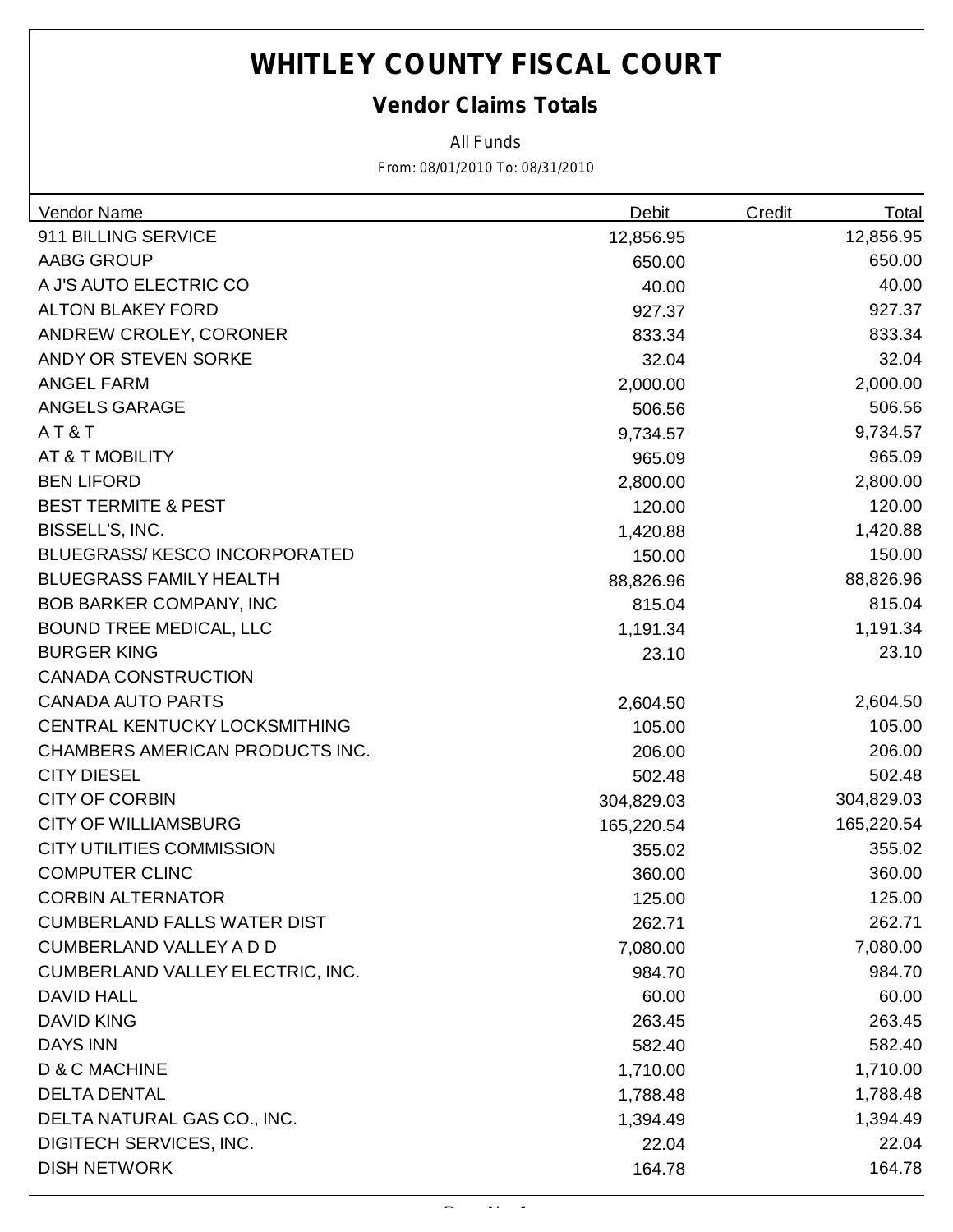# WHITLEY COUNTY FISCAL COURT

## Vendor Claims Totals

All Funds

From: 08/01/2010 To: 08/31/2010

| Vendor Name | Debit | Credit | Total |
|---|---|---|---|
| 911 BILLING SERVICE | 12,856.95 | | 12,856.95 |
| AABG GROUP | 650.00 | | 650.00 |
| A J'S AUTO ELECTRIC CO | 40.00 | | 40.00 |
| ALTON BLAKEY FORD | 927.37 | | 927.37 |
| ANDREW CROLEY, CORONER | 833.34 | | 833.34 |
| ANDY OR STEVEN SORKE | 32.04 | | 32.04 |
| ANGEL FARM | 2,000.00 | | 2,000.00 |
| ANGELS GARAGE | 506.56 | | 506.56 |
| A T & T | 9,734.57 | | 9,734.57 |
| AT & T MOBILITY | 965.09 | | 965.09 |
| BEN LIFORD | 2,800.00 | | 2,800.00 |
| BEST TERMITE & PEST | 120.00 | | 120.00 |
| BISSELL'S, INC. | 1,420.88 | | 1,420.88 |
| BLUEGRASS/ KESCO INCORPORATED | 150.00 | | 150.00 |
| BLUEGRASS FAMILY HEALTH | 88,826.96 | | 88,826.96 |
| BOB BARKER COMPANY, INC | 815.04 | | 815.04 |
| BOUND TREE MEDICAL, LLC | 1,191.34 | | 1,191.34 |
| BURGER KING | 23.10 | | 23.10 |
| CANADA CONSTRUCTION | | | |
| CANADA AUTO PARTS | 2,604.50 | | 2,604.50 |
| CENTRAL KENTUCKY LOCKSMITHING | 105.00 | | 105.00 |
| CHAMBERS AMERICAN PRODUCTS INC. | 206.00 | | 206.00 |
| CITY DIESEL | 502.48 | | 502.48 |
| CITY OF CORBIN | 304,829.03 | | 304,829.03 |
| CITY OF WILLIAMSBURG | 165,220.54 | | 165,220.54 |
| CITY UTILITIES COMMISSION | 355.02 | | 355.02 |
| COMPUTER CLINC | 360.00 | | 360.00 |
| CORBIN ALTERNATOR | 125.00 | | 125.00 |
| CUMBERLAND FALLS WATER DIST | 262.71 | | 262.71 |
| CUMBERLAND VALLEY A D D | 7,080.00 | | 7,080.00 |
| CUMBERLAND VALLEY ELECTRIC, INC. | 984.70 | | 984.70 |
| DAVID HALL | 60.00 | | 60.00 |
| DAVID KING | 263.45 | | 263.45 |
| DAYS INN | 582.40 | | 582.40 |
| D & C MACHINE | 1,710.00 | | 1,710.00 |
| DELTA DENTAL | 1,788.48 | | 1,788.48 |
| DELTA NATURAL GAS CO., INC. | 1,394.49 | | 1,394.49 |
| DIGITECH SERVICES, INC. | 22.04 | | 22.04 |
| DISH NETWORK | 164.78 | | 164.78 |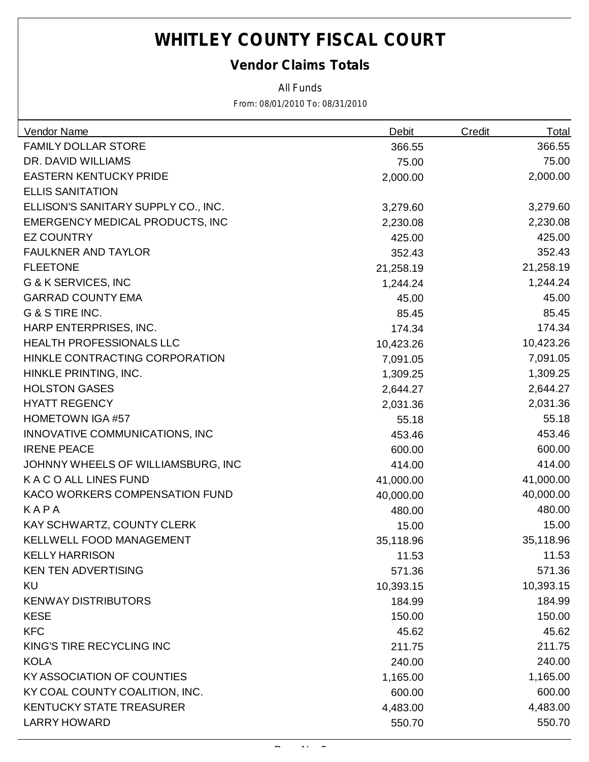# WHITLEY COUNTY FISCAL COURT

## Vendor Claims Totals

All Funds

From: 08/01/2010 To: 08/31/2010

| Vendor Name | Debit | Credit | Total |
|---|---|---|---|
| FAMILY DOLLAR STORE | 366.55 | | 366.55 |
| DR. DAVID WILLIAMS | 75.00 | | 75.00 |
| EASTERN KENTUCKY PRIDE | 2,000.00 | | 2,000.00 |
| ELLIS SANITATION | | | |
| ELLISON'S SANITARY SUPPLY CO., INC. | 3,279.60 | | 3,279.60 |
| EMERGENCY MEDICAL PRODUCTS, INC | 2,230.08 | | 2,230.08 |
| EZ COUNTRY | 425.00 | | 425.00 |
| FAULKNER AND TAYLOR | 352.43 | | 352.43 |
| FLEETONE | 21,258.19 | | 21,258.19 |
| G & K SERVICES, INC | 1,244.24 | | 1,244.24 |
| GARRAD COUNTY EMA | 45.00 | | 45.00 |
| G & S TIRE INC. | 85.45 | | 85.45 |
| HARP ENTERPRISES, INC. | 174.34 | | 174.34 |
| HEALTH PROFESSIONALS LLC | 10,423.26 | | 10,423.26 |
| HINKLE CONTRACTING CORPORATION | 7,091.05 | | 7,091.05 |
| HINKLE PRINTING, INC. | 1,309.25 | | 1,309.25 |
| HOLSTON GASES | 2,644.27 | | 2,644.27 |
| HYATT REGENCY | 2,031.36 | | 2,031.36 |
| HOMETOWN IGA #57 | 55.18 | | 55.18 |
| INNOVATIVE COMMUNICATIONS, INC | 453.46 | | 453.46 |
| IRENE PEACE | 600.00 | | 600.00 |
| JOHNNY WHEELS OF WILLIAMSBURG, INC | 414.00 | | 414.00 |
| K A C O ALL LINES FUND | 41,000.00 | | 41,000.00 |
| KACO WORKERS COMPENSATION FUND | 40,000.00 | | 40,000.00 |
| K A P A | 480.00 | | 480.00 |
| KAY SCHWARTZ, COUNTY CLERK | 15.00 | | 15.00 |
| KELLWELL FOOD MANAGEMENT | 35,118.96 | | 35,118.96 |
| KELLY HARRISON | 11.53 | | 11.53 |
| KEN TEN ADVERTISING | 571.36 | | 571.36 |
| KU | 10,393.15 | | 10,393.15 |
| KENWAY DISTRIBUTORS | 184.99 | | 184.99 |
| KESE | 150.00 | | 150.00 |
| KFC | 45.62 | | 45.62 |
| KING'S TIRE RECYCLING INC | 211.75 | | 211.75 |
| KOLA | 240.00 | | 240.00 |
| KY ASSOCIATION OF COUNTIES | 1,165.00 | | 1,165.00 |
| KY COAL COUNTY COALITION, INC. | 600.00 | | 600.00 |
| KENTUCKY STATE TREASURER | 4,483.00 | | 4,483.00 |
| LARRY HOWARD | 550.70 | | 550.70 |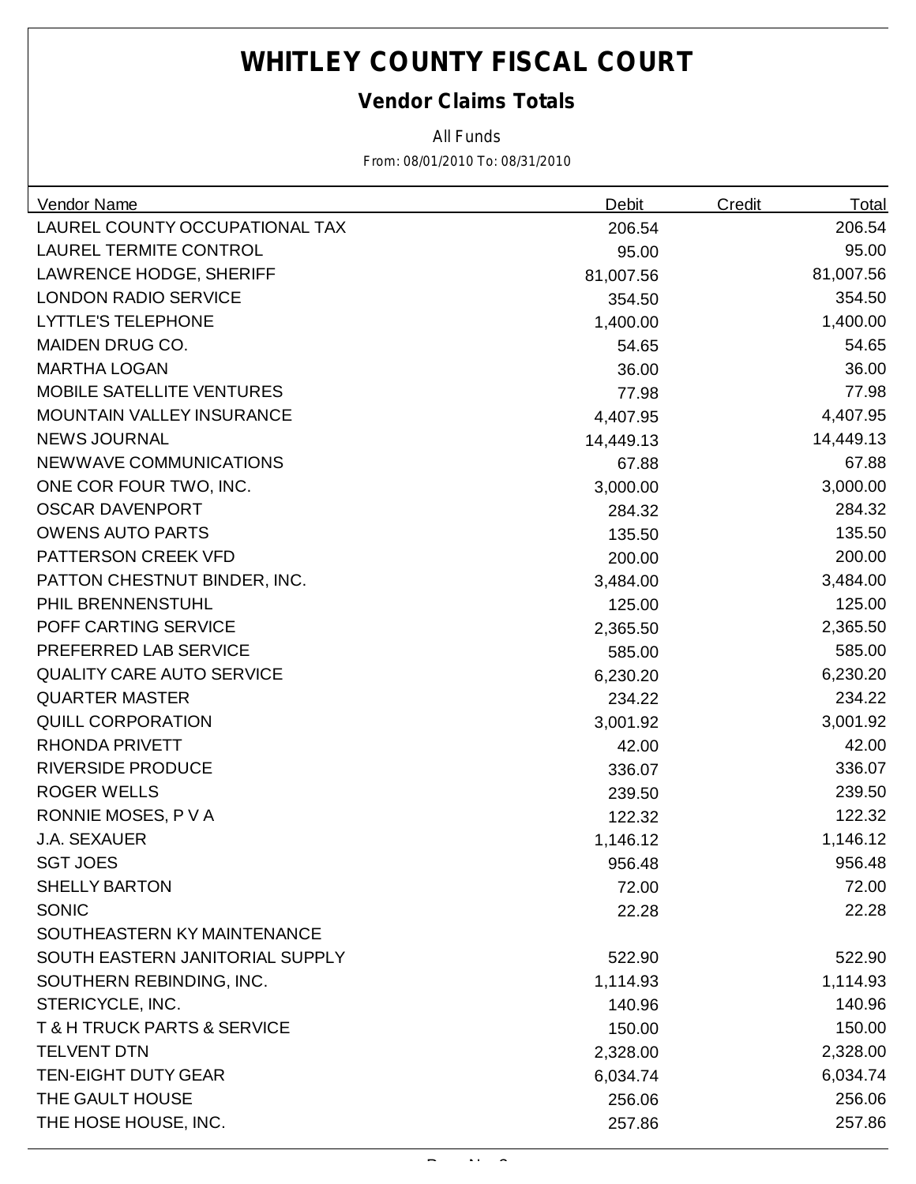# WHITLEY COUNTY FISCAL COURT

## Vendor Claims Totals

All Funds

From: 08/01/2010 To: 08/31/2010

| Vendor Name | Debit | Credit | Total |
|---|---|---|---|
| LAUREL COUNTY OCCUPATIONAL TAX | 206.54 | | 206.54 |
| LAUREL TERMITE CONTROL | 95.00 | | 95.00 |
| LAWRENCE HODGE, SHERIFF | 81,007.56 | | 81,007.56 |
| LONDON RADIO SERVICE | 354.50 | | 354.50 |
| LYTTLE'S TELEPHONE | 1,400.00 | | 1,400.00 |
| MAIDEN DRUG CO. | 54.65 | | 54.65 |
| MARTHA LOGAN | 36.00 | | 36.00 |
| MOBILE SATELLITE VENTURES | 77.98 | | 77.98 |
| MOUNTAIN VALLEY INSURANCE | 4,407.95 | | 4,407.95 |
| NEWS JOURNAL | 14,449.13 | | 14,449.13 |
| NEWWAVE COMMUNICATIONS | 67.88 | | 67.88 |
| ONE COR FOUR TWO, INC. | 3,000.00 | | 3,000.00 |
| OSCAR DAVENPORT | 284.32 | | 284.32 |
| OWENS AUTO PARTS | 135.50 | | 135.50 |
| PATTERSON CREEK VFD | 200.00 | | 200.00 |
| PATTON CHESTNUT BINDER, INC. | 3,484.00 | | 3,484.00 |
| PHIL BRENNENSTUHL | 125.00 | | 125.00 |
| POFF CARTING SERVICE | 2,365.50 | | 2,365.50 |
| PREFERRED LAB SERVICE | 585.00 | | 585.00 |
| QUALITY CARE AUTO SERVICE | 6,230.20 | | 6,230.20 |
| QUARTER MASTER | 234.22 | | 234.22 |
| QUILL CORPORATION | 3,001.92 | | 3,001.92 |
| RHONDA PRIVETT | 42.00 | | 42.00 |
| RIVERSIDE PRODUCE | 336.07 | | 336.07 |
| ROGER WELLS | 239.50 | | 239.50 |
| RONNIE MOSES, P V A | 122.32 | | 122.32 |
| J.A. SEXAUER | 1,146.12 | | 1,146.12 |
| SGT JOES | 956.48 | | 956.48 |
| SHELLY BARTON | 72.00 | | 72.00 |
| SONIC | 22.28 | | 22.28 |
| SOUTHEASTERN KY MAINTENANCE | | | |
| SOUTH EASTERN JANITORIAL SUPPLY | 522.90 | | 522.90 |
| SOUTHERN REBINDING, INC. | 1,114.93 | | 1,114.93 |
| STERICYCLE, INC. | 140.96 | | 140.96 |
| T & H TRUCK PARTS & SERVICE | 150.00 | | 150.00 |
| TELVENT DTN | 2,328.00 | | 2,328.00 |
| TEN-EIGHT DUTY GEAR | 6,034.74 | | 6,034.74 |
| THE GAULT HOUSE | 256.06 | | 256.06 |
| THE HOSE HOUSE, INC. | 257.86 | | 257.86 |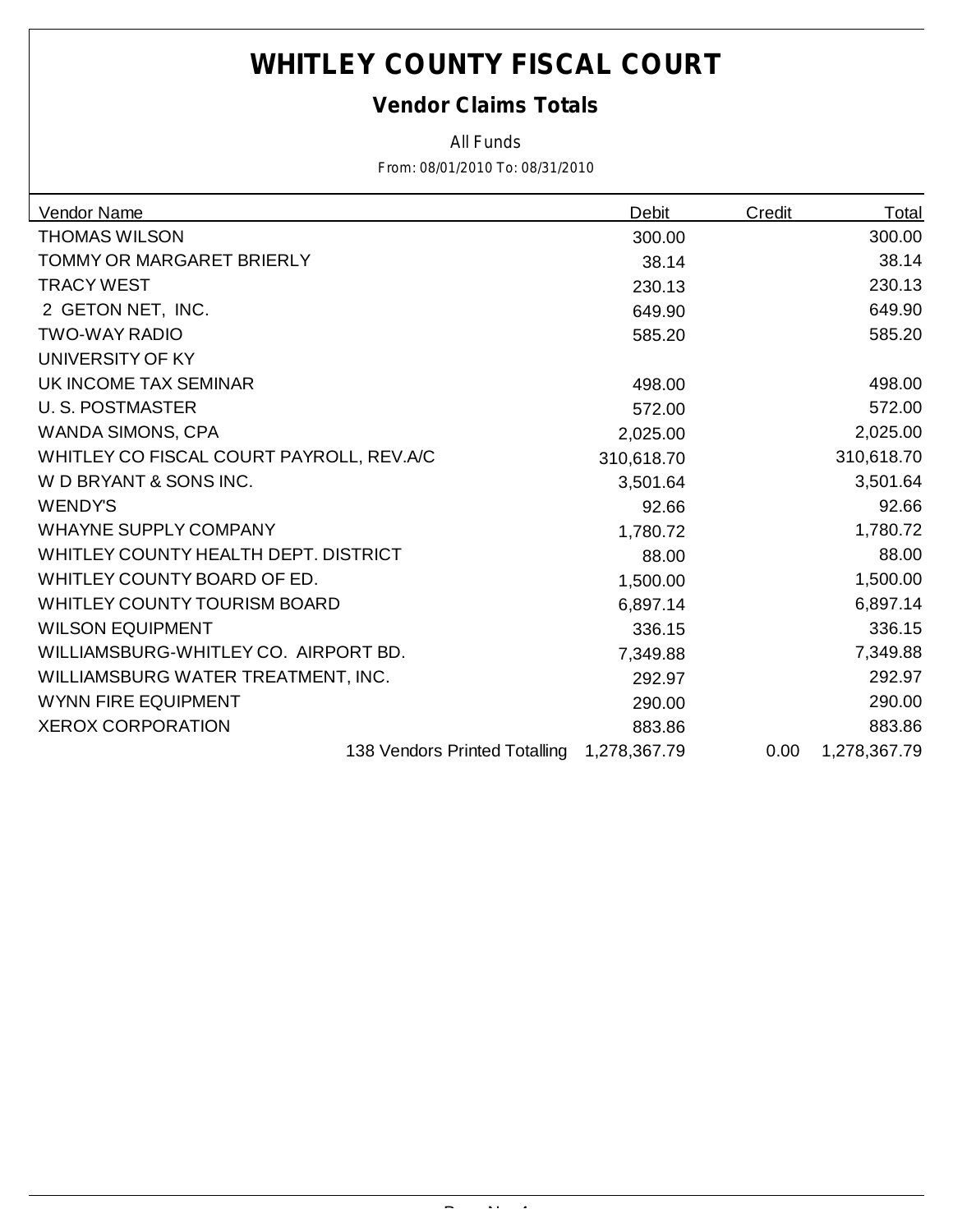# WHITLEY COUNTY FISCAL COURT

## Vendor Claims Totals

All Funds

From: 08/01/2010 To: 08/31/2010

| Vendor Name | Debit | Credit | Total |
|---|---|---|---|
| THOMAS WILSON | 300.00 | | 300.00 |
| TOMMY OR MARGARET BRIERLY | 38.14 | | 38.14 |
| TRACY WEST | 230.13 | | 230.13 |
| 2 GETON NET, INC. | 649.90 | | 649.90 |
| TWO-WAY RADIO | 585.20 | | 585.20 |
| UNIVERSITY OF KY | | | |
| UK INCOME TAX SEMINAR | 498.00 | | 498.00 |
| U. S. POSTMASTER | 572.00 | | 572.00 |
| WANDA SIMONS, CPA | 2,025.00 | | 2,025.00 |
| WHITLEY CO FISCAL COURT PAYROLL, REV.A/C | 310,618.70 | | 310,618.70 |
| W D BRYANT & SONS INC. | 3,501.64 | | 3,501.64 |
| WENDY'S | 92.66 | | 92.66 |
| WHAYNE SUPPLY COMPANY | 1,780.72 | | 1,780.72 |
| WHITLEY COUNTY HEALTH DEPT. DISTRICT | 88.00 | | 88.00 |
| WHITLEY COUNTY BOARD OF ED. | 1,500.00 | | 1,500.00 |
| WHITLEY COUNTY TOURISM BOARD | 6,897.14 | | 6,897.14 |
| WILSON EQUIPMENT | 336.15 | | 336.15 |
| WILLIAMSBURG-WHITLEY CO. AIRPORT BD. | 7,349.88 | | 7,349.88 |
| WILLIAMSBURG WATER TREATMENT, INC. | 292.97 | | 292.97 |
| WYNN FIRE EQUIPMENT | 290.00 | | 290.00 |
| XEROX CORPORATION | 883.86 | | 883.86 |
| 138 Vendors Printed Totalling | 1,278,367.79 | 0.00 | 1,278,367.79 |